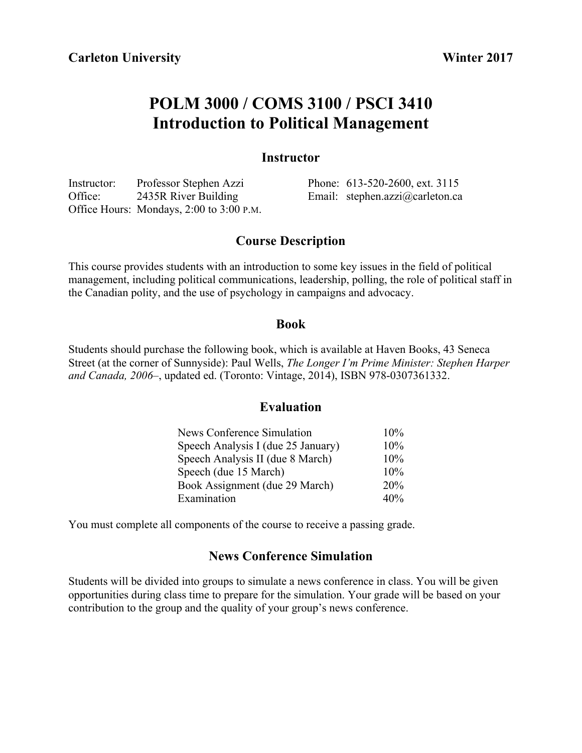**Carleton University** **Winter 2017**

# POLM 3000 / COMS 3100 / PSCI 3410
# Introduction to Political Management

## Instructor

Instructor: Professor Stephen Azzi
Office: 2435R River Building
Office Hours: Mondays, 2:00 to 3:00 P.M.
Phone: 613-520-2600, ext. 3115
Email: stephen.azzi@carleton.ca

## Course Description

This course provides students with an introduction to some key issues in the field of political management, including political communications, leadership, polling, the role of political staff in the Canadian polity, and the use of psychology in campaigns and advocacy.

## Book

Students should purchase the following book, which is available at Haven Books, 43 Seneca Street (at the corner of Sunnyside): Paul Wells, *The Longer I'm Prime Minister: Stephen Harper and Canada, 2006–*, updated ed. (Toronto: Vintage, 2014), ISBN 978-0307361332.

## Evaluation

| Component | Weight |
| --- | --- |
| News Conference Simulation | 10% |
| Speech Analysis I (due 25 January) | 10% |
| Speech Analysis II (due 8 March) | 10% |
| Speech (due 15 March) | 10% |
| Book Assignment (due 29 March) | 20% |
| Examination | 40% |

You must complete all components of the course to receive a passing grade.

## News Conference Simulation

Students will be divided into groups to simulate a news conference in class. You will be given opportunities during class time to prepare for the simulation. Your grade will be based on your contribution to the group and the quality of your group's news conference.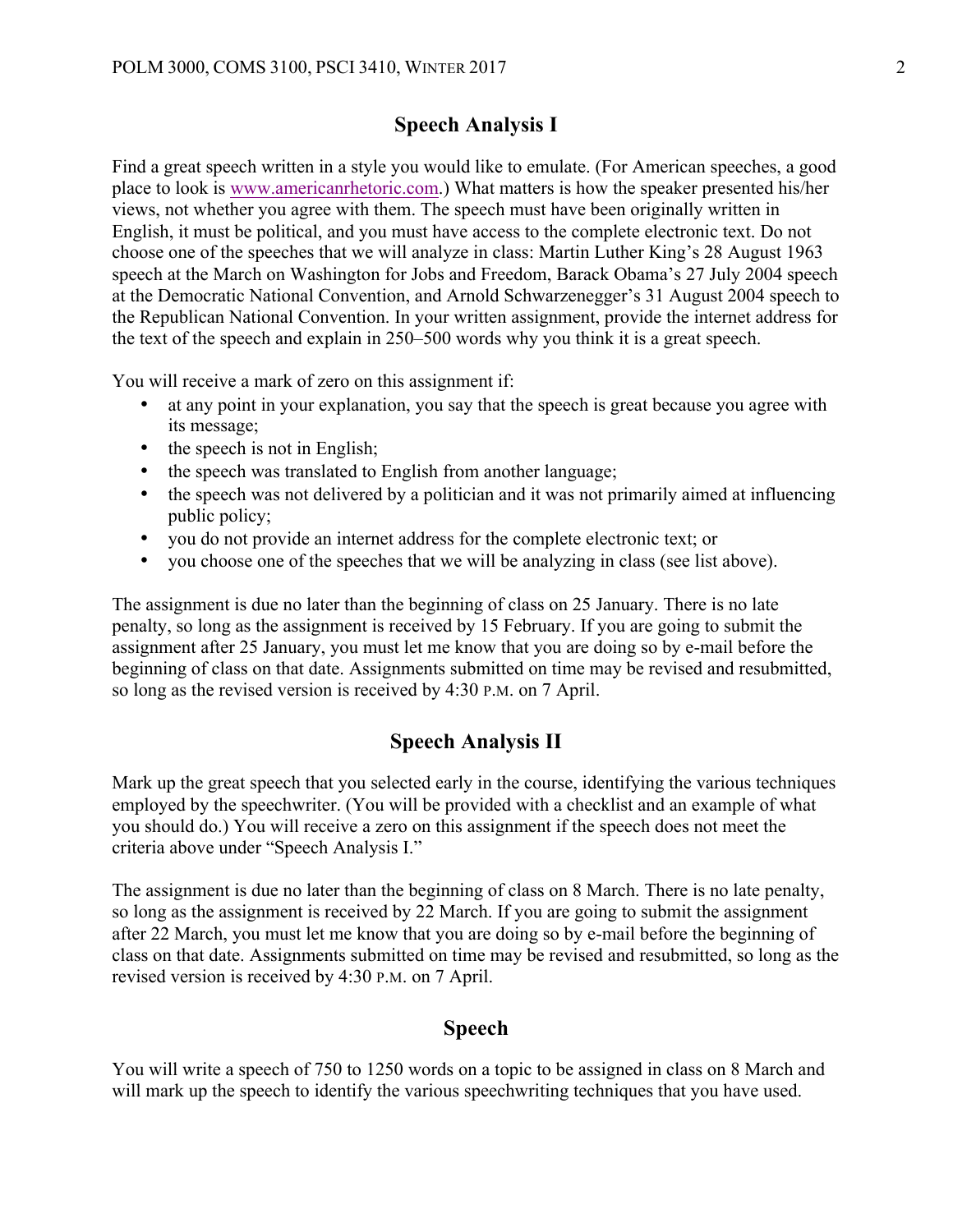## Speech Analysis I

Find a great speech written in a style you would like to emulate. (For American speeches, a good place to look is [www.americanrhetoric.com](www.americanrhetoric.com).) What matters is how the speaker presented his/her views, not whether you agree with them. The speech must have been originally written in English, it must be political, and you must have access to the complete electronic text. Do not choose one of the speeches that we will analyze in class: Martin Luther King's 28 August 1963 speech at the March on Washington for Jobs and Freedom, Barack Obama's 27 July 2004 speech at the Democratic National Convention, and Arnold Schwarzenegger's 31 August 2004 speech to the Republican National Convention. In your written assignment, provide the internet address for the text of the speech and explain in 250–500 words why you think it is a great speech.

You will receive a mark of zero on this assignment if:

- at any point in your explanation, you say that the speech is great because you agree with its message;
- the speech is not in English;
- the speech was translated to English from another language;
- the speech was not delivered by a politician and it was not primarily aimed at influencing public policy;
- you do not provide an internet address for the complete electronic text; or
- you choose one of the speeches that we will be analyzing in class (see list above).

The assignment is due no later than the beginning of class on 25 January. There is no late penalty, so long as the assignment is received by 15 February. If you are going to submit the assignment after 25 January, you must let me know that you are doing so by e-mail before the beginning of class on that date. Assignments submitted on time may be revised and resubmitted, so long as the revised version is received by 4:30 P.M. on 7 April.

## Speech Analysis II

Mark up the great speech that you selected early in the course, identifying the various techniques employed by the speechwriter. (You will be provided with a checklist and an example of what you should do.) You will receive a zero on this assignment if the speech does not meet the criteria above under "Speech Analysis I."

The assignment is due no later than the beginning of class on 8 March. There is no late penalty, so long as the assignment is received by 22 March. If you are going to submit the assignment after 22 March, you must let me know that you are doing so by e-mail before the beginning of class on that date. Assignments submitted on time may be revised and resubmitted, so long as the revised version is received by 4:30 P.M. on 7 April.

## Speech

You will write a speech of 750 to 1250 words on a topic to be assigned in class on 8 March and will mark up the speech to identify the various speechwriting techniques that you have used.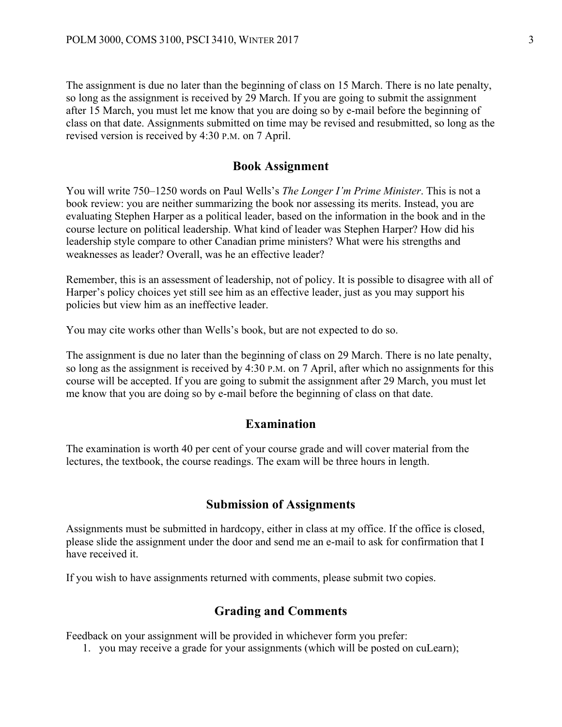The assignment is due no later than the beginning of class on 15 March. There is no late penalty, so long as the assignment is received by 29 March. If you are going to submit the assignment after 15 March, you must let me know that you are doing so by e-mail before the beginning of class on that date. Assignments submitted on time may be revised and resubmitted, so long as the revised version is received by 4:30 P.M. on 7 April.

## Book Assignment

You will write 750–1250 words on Paul Wells's *The Longer I'm Prime Minister*. This is not a book review: you are neither summarizing the book nor assessing its merits. Instead, you are evaluating Stephen Harper as a political leader, based on the information in the book and in the course lecture on political leadership. What kind of leader was Stephen Harper? How did his leadership style compare to other Canadian prime ministers? What were his strengths and weaknesses as leader? Overall, was he an effective leader?

Remember, this is an assessment of leadership, not of policy. It is possible to disagree with all of Harper's policy choices yet still see him as an effective leader, just as you may support his policies but view him as an ineffective leader.

You may cite works other than Wells's book, but are not expected to do so.

The assignment is due no later than the beginning of class on 29 March. There is no late penalty, so long as the assignment is received by 4:30 P.M. on 7 April, after which no assignments for this course will be accepted. If you are going to submit the assignment after 29 March, you must let me know that you are doing so by e-mail before the beginning of class on that date.

## Examination

The examination is worth 40 per cent of your course grade and will cover material from the lectures, the textbook, the course readings. The exam will be three hours in length.

## Submission of Assignments

Assignments must be submitted in hardcopy, either in class at my office. If the office is closed, please slide the assignment under the door and send me an e-mail to ask for confirmation that I have received it.

If you wish to have assignments returned with comments, please submit two copies.

## Grading and Comments

Feedback on your assignment will be provided in whichever form you prefer:

1. you may receive a grade for your assignments (which will be posted on cuLearn);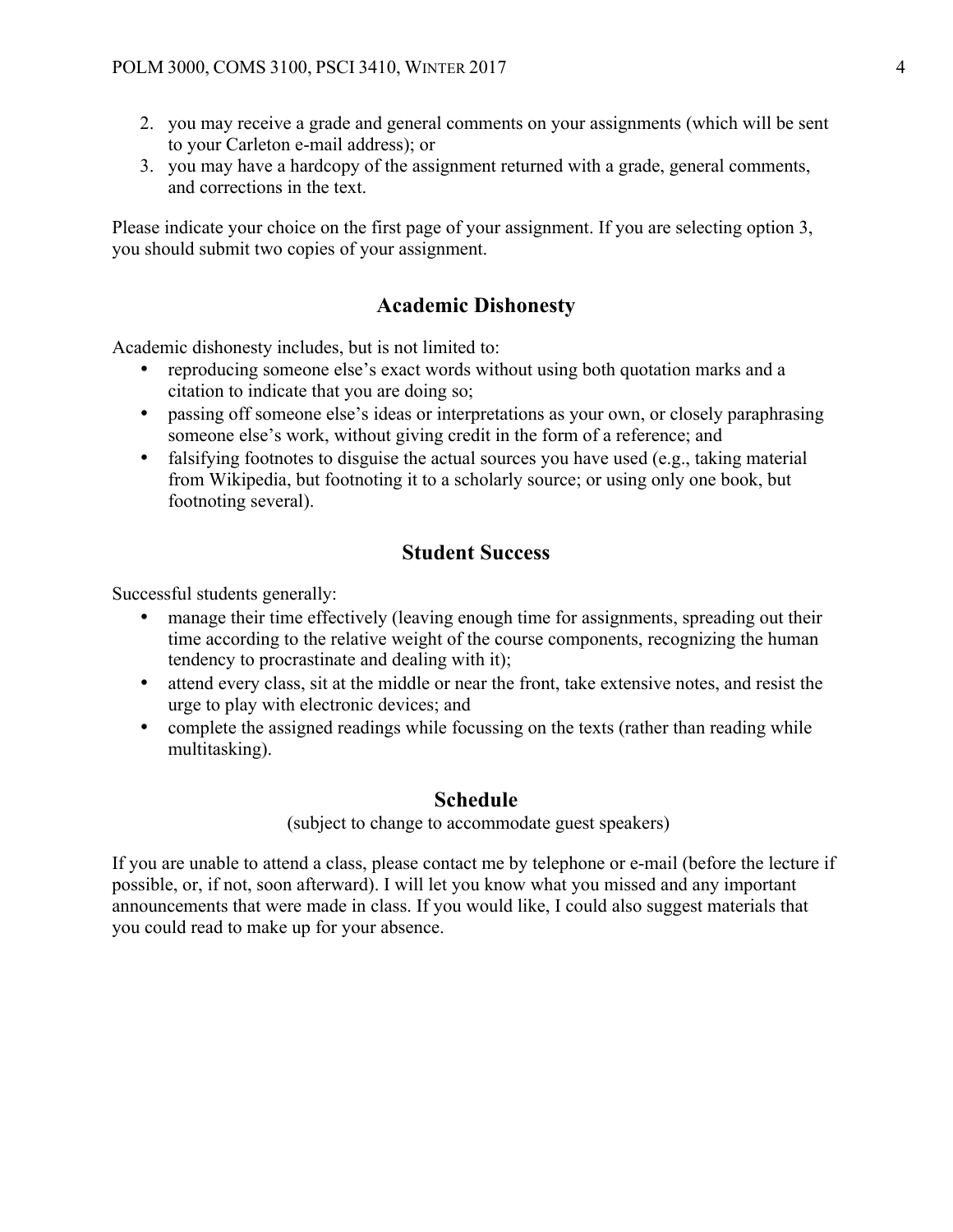2. you may receive a grade and general comments on your assignments (which will be sent to your Carleton e-mail address); or
3. you may have a hardcopy of the assignment returned with a grade, general comments, and corrections in the text.

Please indicate your choice on the first page of your assignment. If you are selecting option 3, you should submit two copies of your assignment.

## Academic Dishonesty

Academic dishonesty includes, but is not limited to:

- reproducing someone else's exact words without using both quotation marks and a citation to indicate that you are doing so;
- passing off someone else's ideas or interpretations as your own, or closely paraphrasing someone else's work, without giving credit in the form of a reference; and
- falsifying footnotes to disguise the actual sources you have used (e.g., taking material from Wikipedia, but footnoting it to a scholarly source; or using only one book, but footnoting several).

## Student Success

Successful students generally:

- manage their time effectively (leaving enough time for assignments, spreading out their time according to the relative weight of the course components, recognizing the human tendency to procrastinate and dealing with it);
- attend every class, sit at the middle or near the front, take extensive notes, and resist the urge to play with electronic devices; and
- complete the assigned readings while focussing on the texts (rather than reading while multitasking).

## Schedule

(subject to change to accommodate guest speakers)

If you are unable to attend a class, please contact me by telephone or e-mail (before the lecture if possible, or, if not, soon afterward). I will let you know what you missed and any important announcements that were made in class. If you would like, I could also suggest materials that you could read to make up for your absence.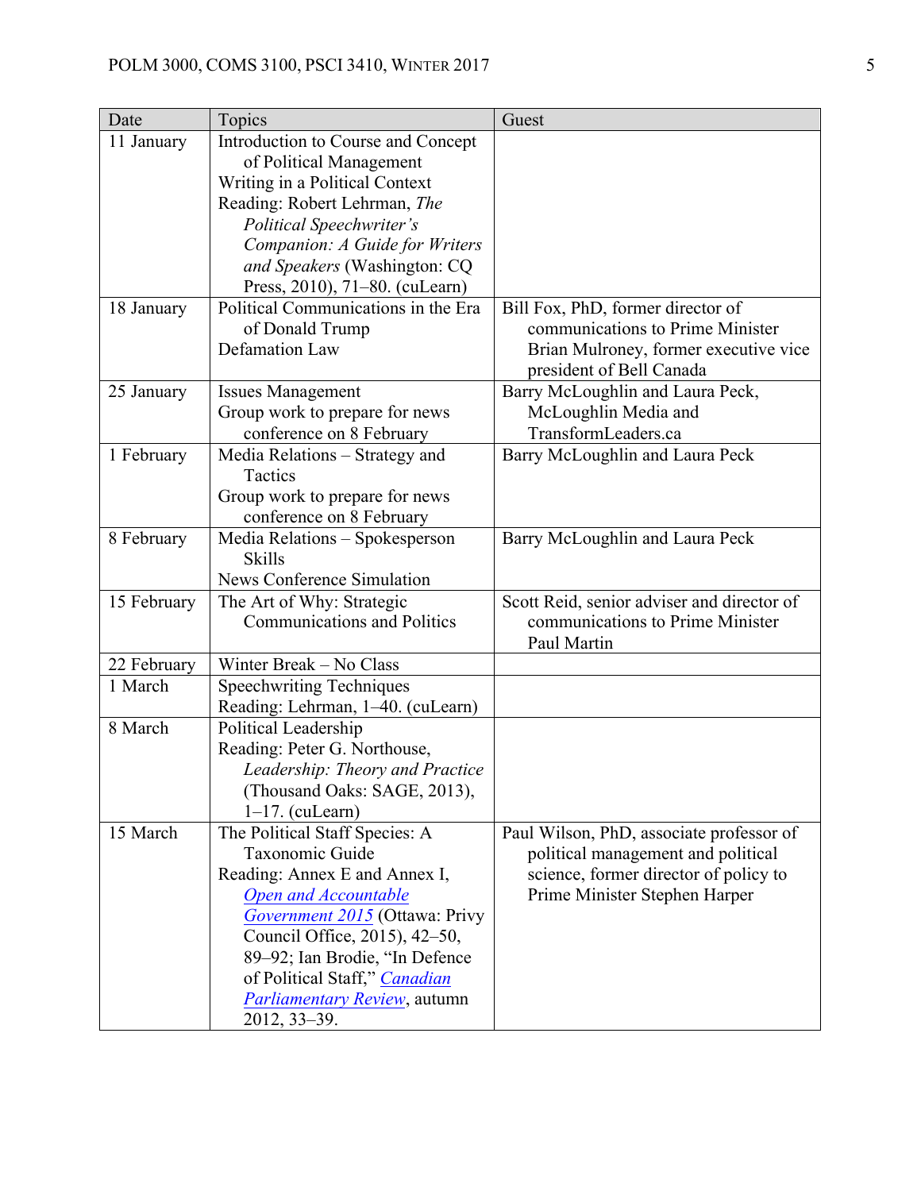| Date | Topics | Guest |
|---|---|---|
| 11 January | Introduction to Course and Concept of Political Management<br>Writing in a Political Context<br>Reading: Robert Lehrman, *The Political Speechwriter's Companion: A Guide for Writers and Speakers* (Washington: CQ Press, 2010), 71–80. (cuLearn) | |
| 18 January | Political Communications in the Era of Donald Trump<br>Defamation Law | Bill Fox, PhD, former director of communications to Prime Minister Brian Mulroney, former executive vice president of Bell Canada |
| 25 January | Issues Management<br>Group work to prepare for news conference on 8 February | Barry McLoughlin and Laura Peck, McLoughlin Media and TransformLeaders.ca |
| 1 February | Media Relations – Strategy and Tactics<br>Group work to prepare for news conference on 8 February | Barry McLoughlin and Laura Peck |
| 8 February | Media Relations – Spokesperson Skills<br>News Conference Simulation | Barry McLoughlin and Laura Peck |
| 15 February | The Art of Why: Strategic Communications and Politics | Scott Reid, senior adviser and director of communications to Prime Minister Paul Martin |
| 22 February | Winter Break – No Class | |
| 1 March | Speechwriting Techniques<br>Reading: Lehrman, 1–40. (cuLearn) | |
| 8 March | Political Leadership<br>Reading: Peter G. Northouse, *Leadership: Theory and Practice* (Thousand Oaks: SAGE, 2013), 1–17. (cuLearn) | |
| 15 March | The Political Staff Species: A Taxonomic Guide<br>Reading: Annex E and Annex I, *Open and Accountable Government 2015* (Ottawa: Privy Council Office, 2015), 42–50, 89–92; Ian Brodie, "In Defence of Political Staff," *Canadian Parliamentary Review*, autumn 2012, 33–39. | Paul Wilson, PhD, associate professor of political management and political science, former director of policy to Prime Minister Stephen Harper |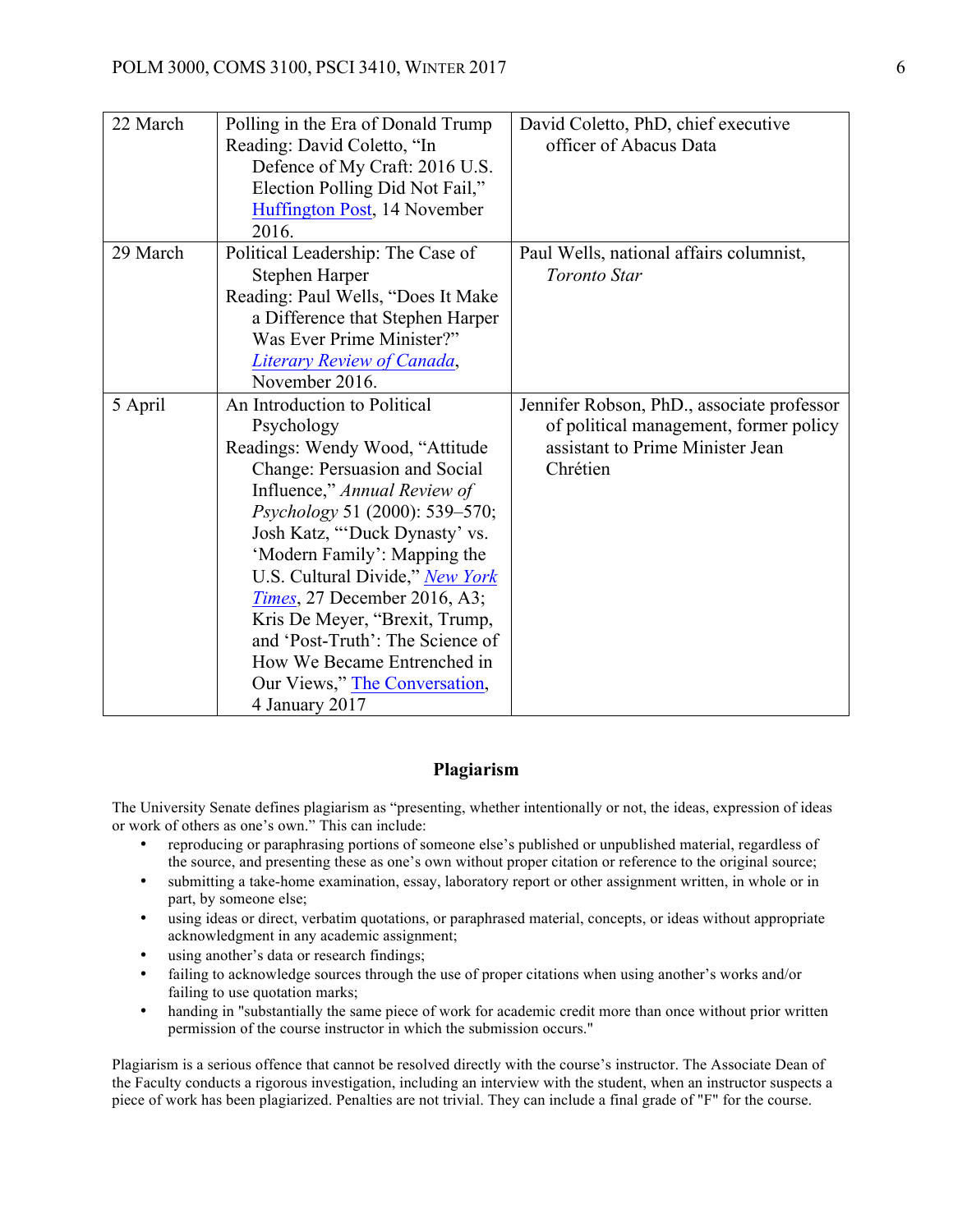| | | |
|---|---|---|
| 22 March | Polling in the Era of Donald Trump<br>Reading: David Coletto, "In Defence of My Craft: 2016 U.S. Election Polling Did Not Fail," Huffington Post, 14 November 2016. | David Coletto, PhD, chief executive officer of Abacus Data |
| 29 March | Political Leadership: The Case of Stephen Harper<br>Reading: Paul Wells, "Does It Make a Difference that Stephen Harper Was Ever Prime Minister?" *Literary Review of Canada*, November 2016. | Paul Wells, national affairs columnist, *Toronto Star* |
| 5 April | An Introduction to Political Psychology<br>Readings: Wendy Wood, "Attitude Change: Persuasion and Social Influence," *Annual Review of Psychology* 51 (2000): 539–570; Josh Katz, "'Duck Dynasty' vs. 'Modern Family': Mapping the U.S. Cultural Divide," *New York Times*, 27 December 2016, A3; Kris De Meyer, "Brexit, Trump, and 'Post-Truth': The Science of How We Became Entrenched in Our Views," The Conversation, 4 January 2017 | Jennifer Robson, PhD., associate professor of political management, former policy assistant to Prime Minister Jean Chrétien |

## Plagiarism

The University Senate defines plagiarism as "presenting, whether intentionally or not, the ideas, expression of ideas or work of others as one's own." This can include:

- reproducing or paraphrasing portions of someone else's published or unpublished material, regardless of the source, and presenting these as one's own without proper citation or reference to the original source;
- submitting a take-home examination, essay, laboratory report or other assignment written, in whole or in part, by someone else;
- using ideas or direct, verbatim quotations, or paraphrased material, concepts, or ideas without appropriate acknowledgment in any academic assignment;
- using another's data or research findings;
- failing to acknowledge sources through the use of proper citations when using another's works and/or failing to use quotation marks;
- handing in "substantially the same piece of work for academic credit more than once without prior written permission of the course instructor in which the submission occurs."

Plagiarism is a serious offence that cannot be resolved directly with the course's instructor. The Associate Dean of the Faculty conducts a rigorous investigation, including an interview with the student, when an instructor suspects a piece of work has been plagiarized. Penalties are not trivial. They can include a final grade of "F" for the course.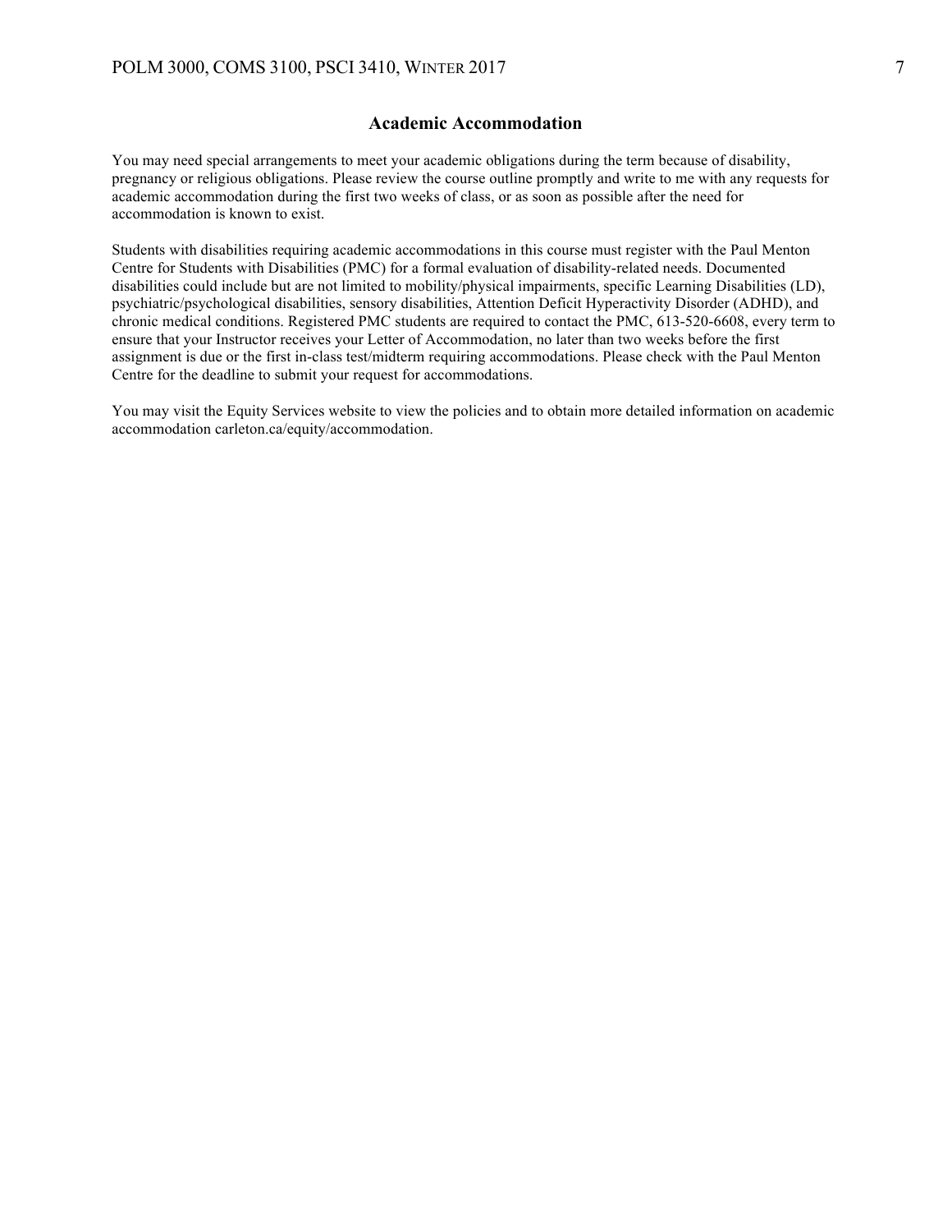## Academic Accommodation

You may need special arrangements to meet your academic obligations during the term because of disability, pregnancy or religious obligations. Please review the course outline promptly and write to me with any requests for academic accommodation during the first two weeks of class, or as soon as possible after the need for accommodation is known to exist.

Students with disabilities requiring academic accommodations in this course must register with the Paul Menton Centre for Students with Disabilities (PMC) for a formal evaluation of disability-related needs. Documented disabilities could include but are not limited to mobility/physical impairments, specific Learning Disabilities (LD), psychiatric/psychological disabilities, sensory disabilities, Attention Deficit Hyperactivity Disorder (ADHD), and chronic medical conditions. Registered PMC students are required to contact the PMC, 613-520-6608, every term to ensure that your Instructor receives your Letter of Accommodation, no later than two weeks before the first assignment is due or the first in-class test/midterm requiring accommodations. Please check with the Paul Menton Centre for the deadline to submit your request for accommodations.

You may visit the Equity Services website to view the policies and to obtain more detailed information on academic accommodation carleton.ca/equity/accommodation.